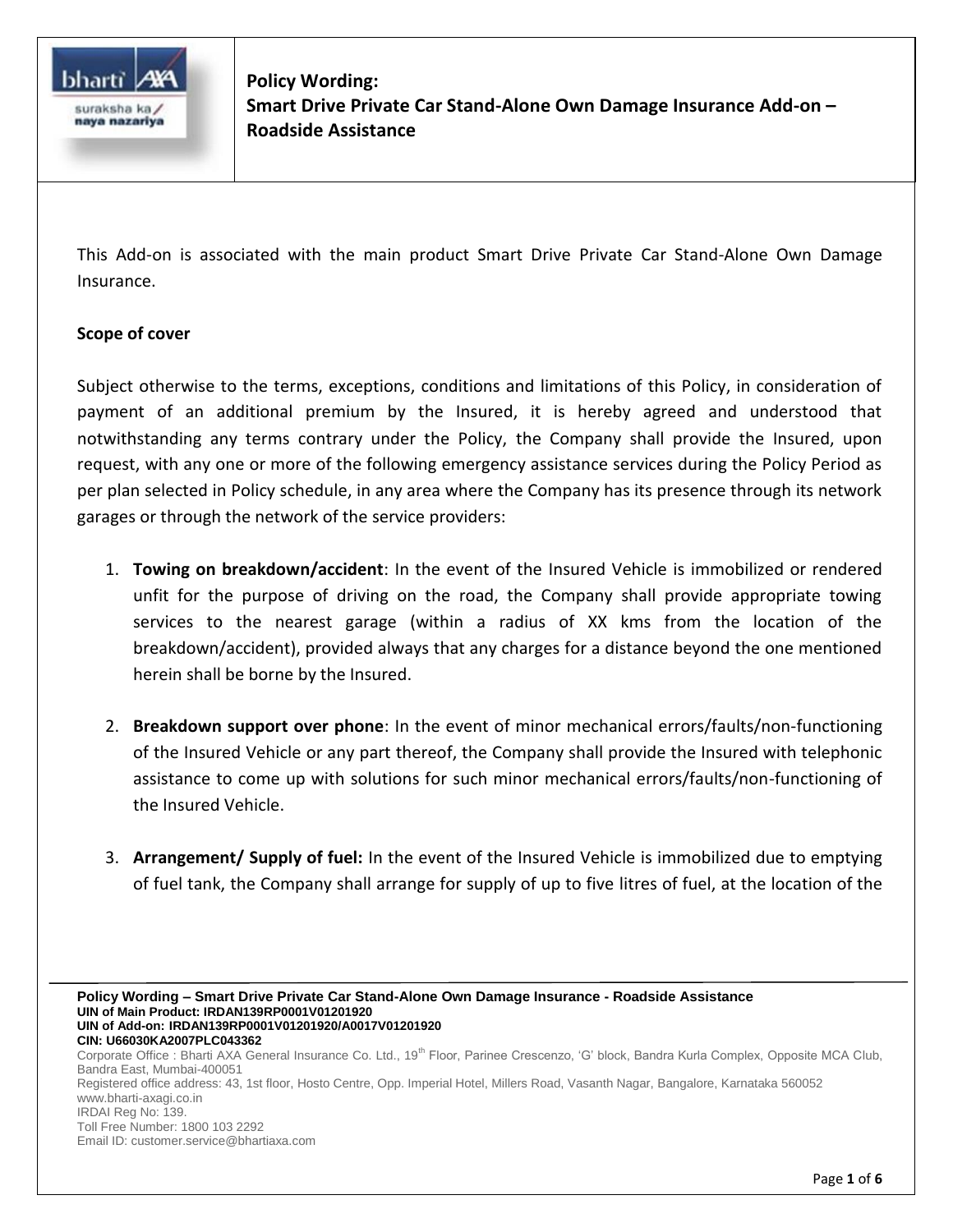**Policy Wording:**
**Smart Drive Private Car Stand-Alone Own Damage Insurance Add-on – Roadside Assistance**

This Add-on is associated with the main product Smart Drive Private Car Stand-Alone Own Damage Insurance.

**Scope of cover**

Subject otherwise to the terms, exceptions, conditions and limitations of this Policy, in consideration of payment of an additional premium by the Insured, it is hereby agreed and understood that notwithstanding any terms contrary under the Policy, the Company shall provide the Insured, upon request, with any one or more of the following emergency assistance services during the Policy Period as per plan selected in Policy schedule, in any area where the Company has its presence through its network garages or through the network of the service providers:

1. **Towing on breakdown/accident**: In the event of the Insured Vehicle is immobilized or rendered unfit for the purpose of driving on the road, the Company shall provide appropriate towing services to the nearest garage (within a radius of XX kms from the location of the breakdown/accident), provided always that any charges for a distance beyond the one mentioned herein shall be borne by the Insured.

2. **Breakdown support over phone**: In the event of minor mechanical errors/faults/non-functioning of the Insured Vehicle or any part thereof, the Company shall provide the Insured with telephonic assistance to come up with solutions for such minor mechanical errors/faults/non-functioning of the Insured Vehicle.

3. **Arrangement/ Supply of fuel:** In the event of the Insured Vehicle is immobilized due to emptying of fuel tank, the Company shall arrange for supply of up to five litres of fuel, at the location of the

**Policy Wording – Smart Drive Private Car Stand-Alone Own Damage Insurance - Roadside Assistance**
**UIN of Main Product: IRDAN139RP0001V01201920**
**UIN of Add-on: IRDAN139RP0001V01201920/A0017V01201920**
**CIN: U66030KA2007PLC043362**
Corporate Office : Bharti AXA General Insurance Co. Ltd., 19th Floor, Parinee Crescenzo, 'G' block, Bandra Kurla Complex, Opposite MCA Club, Bandra East, Mumbai-400051
Registered office address: 43, 1st floor, Hosto Centre, Opp. Imperial Hotel, Millers Road, Vasanth Nagar, Bangalore, Karnataka 560052
www.bharti-axagi.co.in
IRDAI Reg No: 139.
Toll Free Number: 1800 103 2292
Email ID: customer.service@bhartiaxa.com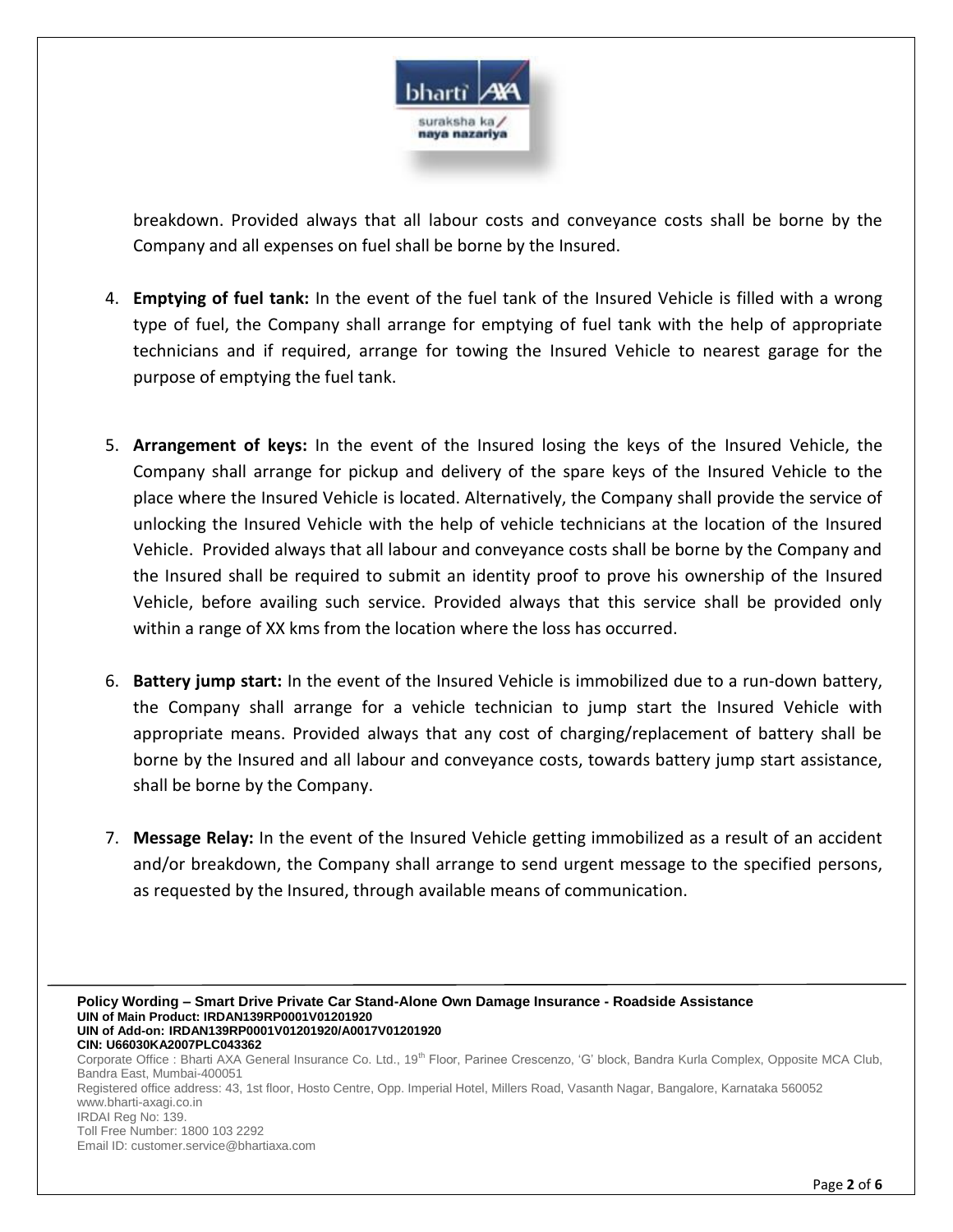breakdown. Provided always that all labour costs and conveyance costs shall be borne by the Company and all expenses on fuel shall be borne by the Insured.

4. **Emptying of fuel tank:** In the event of the fuel tank of the Insured Vehicle is filled with a wrong type of fuel, the Company shall arrange for emptying of fuel tank with the help of appropriate technicians and if required, arrange for towing the Insured Vehicle to nearest garage for the purpose of emptying the fuel tank.

5. **Arrangement of keys:** In the event of the Insured losing the keys of the Insured Vehicle, the Company shall arrange for pickup and delivery of the spare keys of the Insured Vehicle to the place where the Insured Vehicle is located. Alternatively, the Company shall provide the service of unlocking the Insured Vehicle with the help of vehicle technicians at the location of the Insured Vehicle. Provided always that all labour and conveyance costs shall be borne by the Company and the Insured shall be required to submit an identity proof to prove his ownership of the Insured Vehicle, before availing such service. Provided always that this service shall be provided only within a range of XX kms from the location where the loss has occurred.

6. **Battery jump start:** In the event of the Insured Vehicle is immobilized due to a run-down battery, the Company shall arrange for a vehicle technician to jump start the Insured Vehicle with appropriate means. Provided always that any cost of charging/replacement of battery shall be borne by the Insured and all labour and conveyance costs, towards battery jump start assistance, shall be borne by the Company.

7. **Message Relay:** In the event of the Insured Vehicle getting immobilized as a result of an accident and/or breakdown, the Company shall arrange to send urgent message to the specified persons, as requested by the Insured, through available means of communication.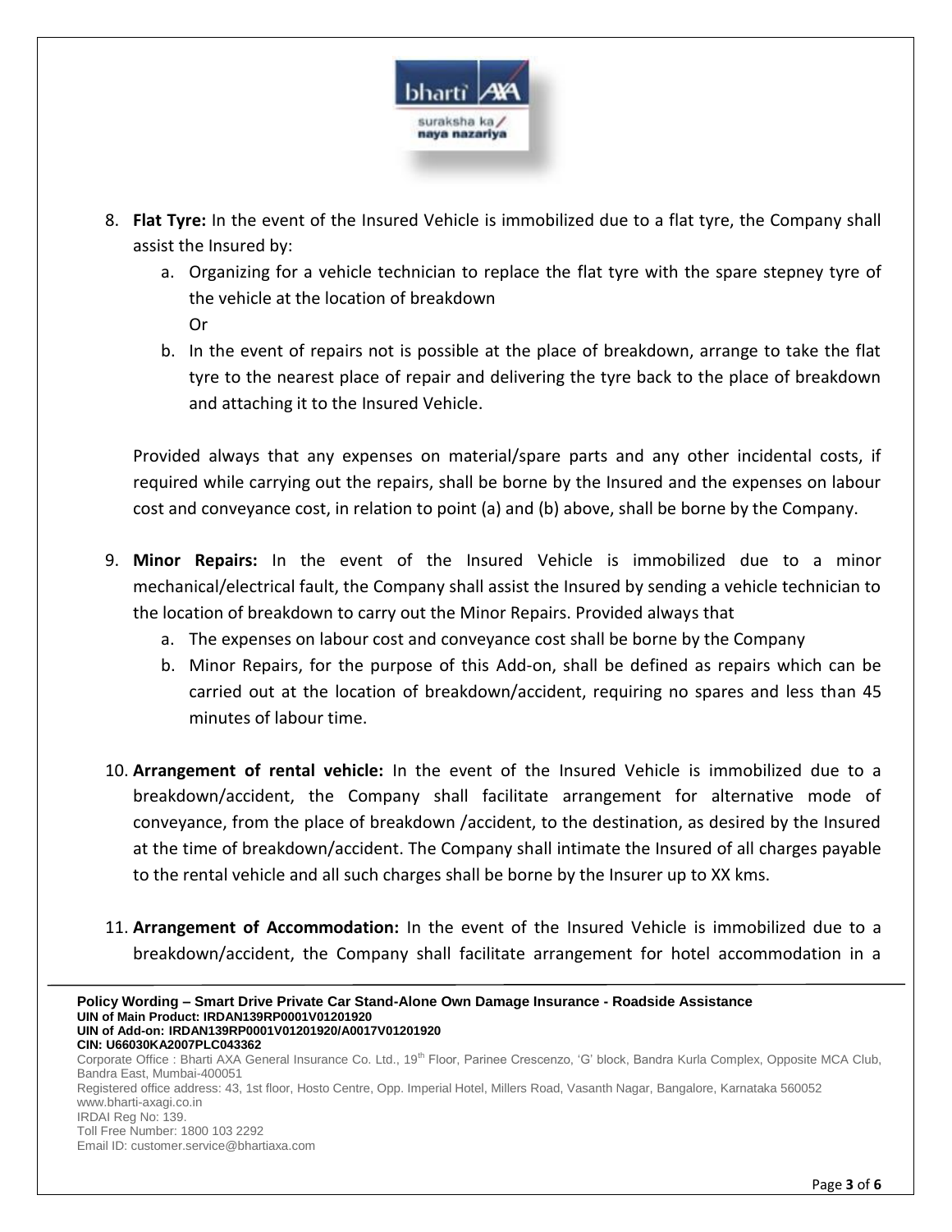8. **Flat Tyre:** In the event of the Insured Vehicle is immobilized due to a flat tyre, the Company shall assist the Insured by:
   a. Organizing for a vehicle technician to replace the flat tyre with the spare stepney tyre of the vehicle at the location of breakdown
   Or
   b. In the event of repairs not is possible at the place of breakdown, arrange to take the flat tyre to the nearest place of repair and delivering the tyre back to the place of breakdown and attaching it to the Insured Vehicle.

   Provided always that any expenses on material/spare parts and any other incidental costs, if required while carrying out the repairs, shall be borne by the Insured and the expenses on labour cost and conveyance cost, in relation to point (a) and (b) above, shall be borne by the Company.

9. **Minor Repairs:** In the event of the Insured Vehicle is immobilized due to a minor mechanical/electrical fault, the Company shall assist the Insured by sending a vehicle technician to the location of breakdown to carry out the Minor Repairs. Provided always that
   a. The expenses on labour cost and conveyance cost shall be borne by the Company
   b. Minor Repairs, for the purpose of this Add-on, shall be defined as repairs which can be carried out at the location of breakdown/accident, requiring no spares and less than 45 minutes of labour time.

10. **Arrangement of rental vehicle:** In the event of the Insured Vehicle is immobilized due to a breakdown/accident, the Company shall facilitate arrangement for alternative mode of conveyance, from the place of breakdown /accident, to the destination, as desired by the Insured at the time of breakdown/accident. The Company shall intimate the Insured of all charges payable to the rental vehicle and all such charges shall be borne by the Insurer up to XX kms.

11. **Arrangement of Accommodation:** In the event of the Insured Vehicle is immobilized due to a breakdown/accident, the Company shall facilitate arrangement for hotel accommodation in a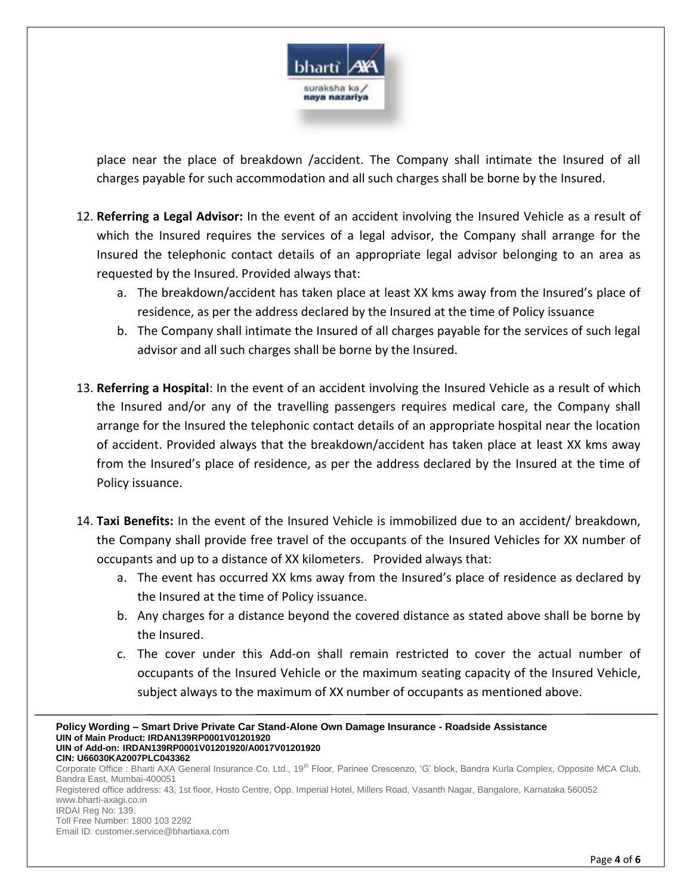place near the place of breakdown /accident. The Company shall intimate the Insured of all charges payable for such accommodation and all such charges shall be borne by the Insured.

12. **Referring a Legal Advisor:** In the event of an accident involving the Insured Vehicle as a result of which the Insured requires the services of a legal advisor, the Company shall arrange for the Insured the telephonic contact details of an appropriate legal advisor belonging to an area as requested by the Insured. Provided always that:
    a. The breakdown/accident has taken place at least XX kms away from the Insured's place of residence, as per the address declared by the Insured at the time of Policy issuance
    b. The Company shall intimate the Insured of all charges payable for the services of such legal advisor and all such charges shall be borne by the Insured.

13. **Referring a Hospital**: In the event of an accident involving the Insured Vehicle as a result of which the Insured and/or any of the travelling passengers requires medical care, the Company shall arrange for the Insured the telephonic contact details of an appropriate hospital near the location of accident. Provided always that the breakdown/accident has taken place at least XX kms away from the Insured's place of residence, as per the address declared by the Insured at the time of Policy issuance.

14. **Taxi Benefits:** In the event of the Insured Vehicle is immobilized due to an accident/ breakdown, the Company shall provide free travel of the occupants of the Insured Vehicles for XX number of occupants and up to a distance of XX kilometers. Provided always that:
    a. The event has occurred XX kms away from the Insured's place of residence as declared by the Insured at the time of Policy issuance.
    b. Any charges for a distance beyond the covered distance as stated above shall be borne by the Insured.
    c. The cover under this Add-on shall remain restricted to cover the actual number of occupants of the Insured Vehicle or the maximum seating capacity of the Insured Vehicle, subject always to the maximum of XX number of occupants as mentioned above.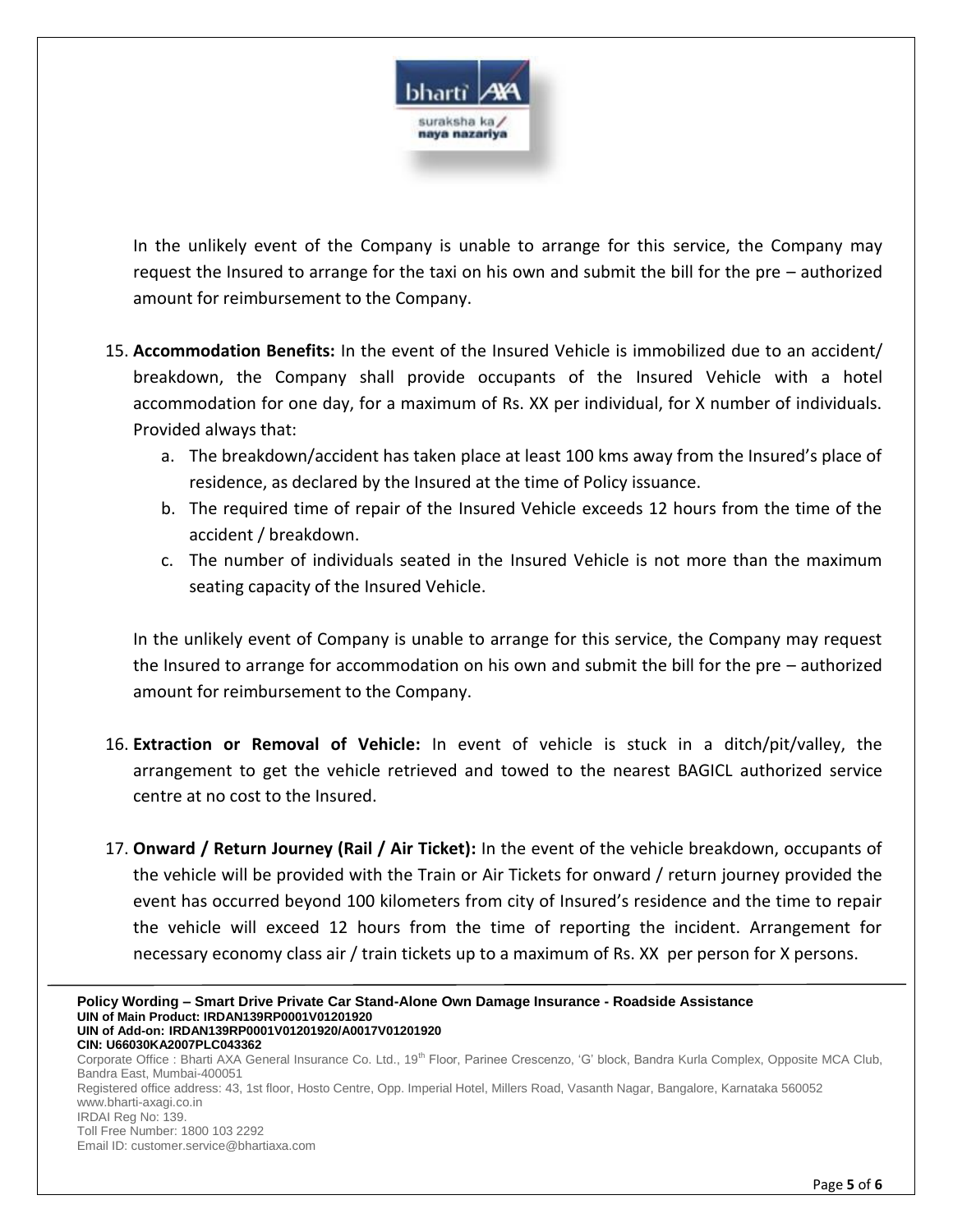In the unlikely event of the Company is unable to arrange for this service, the Company may request the Insured to arrange for the taxi on his own and submit the bill for the pre – authorized amount for reimbursement to the Company.

15. **Accommodation Benefits:** In the event of the Insured Vehicle is immobilized due to an accident/ breakdown, the Company shall provide occupants of the Insured Vehicle with a hotel accommodation for one day, for a maximum of Rs. XX per individual, for X number of individuals. Provided always that:
    a. The breakdown/accident has taken place at least 100 kms away from the Insured's place of residence, as declared by the Insured at the time of Policy issuance.
    b. The required time of repair of the Insured Vehicle exceeds 12 hours from the time of the accident / breakdown.
    c. The number of individuals seated in the Insured Vehicle is not more than the maximum seating capacity of the Insured Vehicle.

    In the unlikely event of Company is unable to arrange for this service, the Company may request the Insured to arrange for accommodation on his own and submit the bill for the pre – authorized amount for reimbursement to the Company.

16. **Extraction or Removal of Vehicle:** In event of vehicle is stuck in a ditch/pit/valley, the arrangement to get the vehicle retrieved and towed to the nearest BAGICL authorized service centre at no cost to the Insured.

17. **Onward / Return Journey (Rail / Air Ticket):** In the event of the vehicle breakdown, occupants of the vehicle will be provided with the Train or Air Tickets for onward / return journey provided the event has occurred beyond 100 kilometers from city of Insured's residence and the time to repair the vehicle will exceed 12 hours from the time of reporting the incident. Arrangement for necessary economy class air / train tickets up to a maximum of Rs. XX per person for X persons.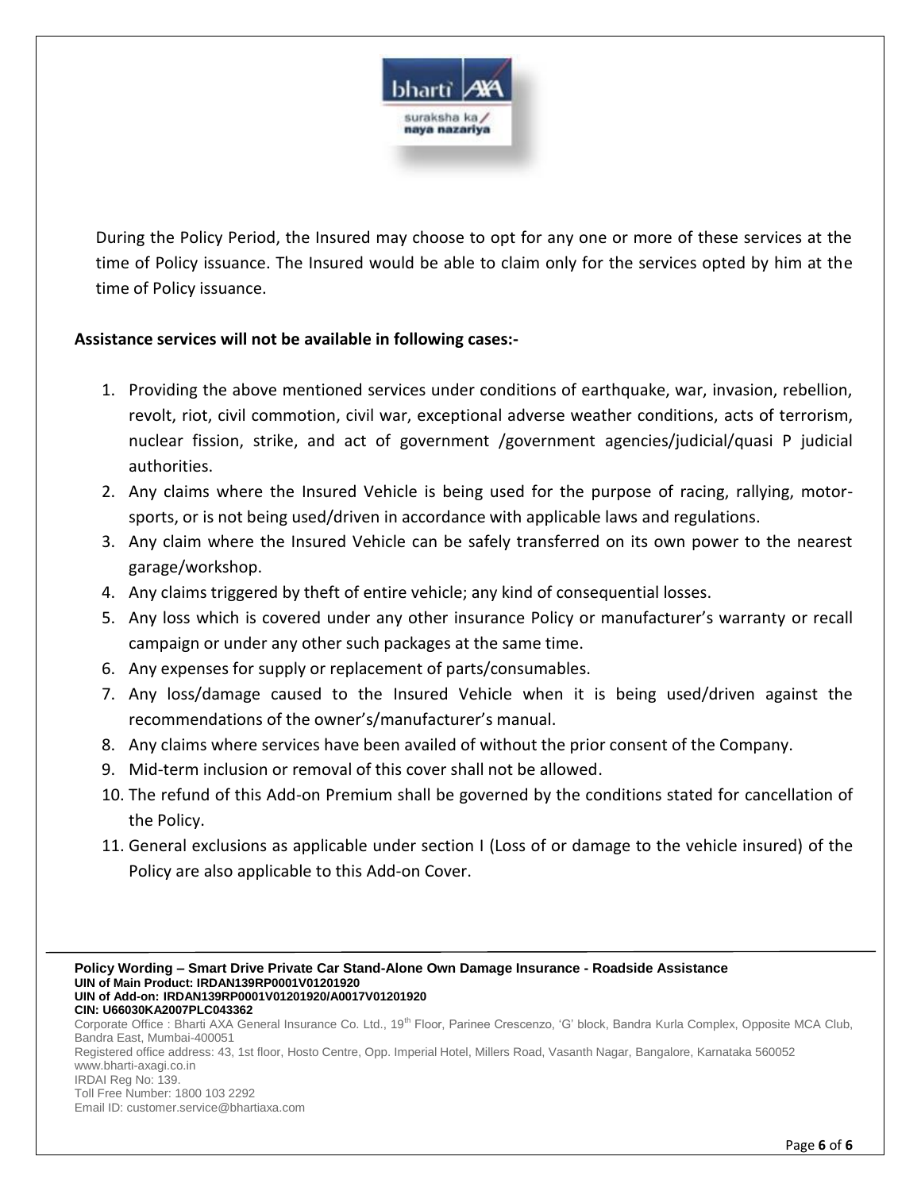During the Policy Period, the Insured may choose to opt for any one or more of these services at the time of Policy issuance. The Insured would be able to claim only for the services opted by him at the time of Policy issuance.

**Assistance services will not be available in following cases:-**

1. Providing the above mentioned services under conditions of earthquake, war, invasion, rebellion, revolt, riot, civil commotion, civil war, exceptional adverse weather conditions, acts of terrorism, nuclear fission, strike, and act of government /government agencies/judicial/quasi P judicial authorities.
2. Any claims where the Insured Vehicle is being used for the purpose of racing, rallying, motor-sports, or is not being used/driven in accordance with applicable laws and regulations.
3. Any claim where the Insured Vehicle can be safely transferred on its own power to the nearest garage/workshop.
4. Any claims triggered by theft of entire vehicle; any kind of consequential losses.
5. Any loss which is covered under any other insurance Policy or manufacturer's warranty or recall campaign or under any other such packages at the same time.
6. Any expenses for supply or replacement of parts/consumables.
7. Any loss/damage caused to the Insured Vehicle when it is being used/driven against the recommendations of the owner's/manufacturer's manual.
8. Any claims where services have been availed of without the prior consent of the Company.
9. Mid-term inclusion or removal of this cover shall not be allowed.
10. The refund of this Add-on Premium shall be governed by the conditions stated for cancellation of the Policy.
11. General exclusions as applicable under section I (Loss of or damage to the vehicle insured) of the Policy are also applicable to this Add-on Cover.